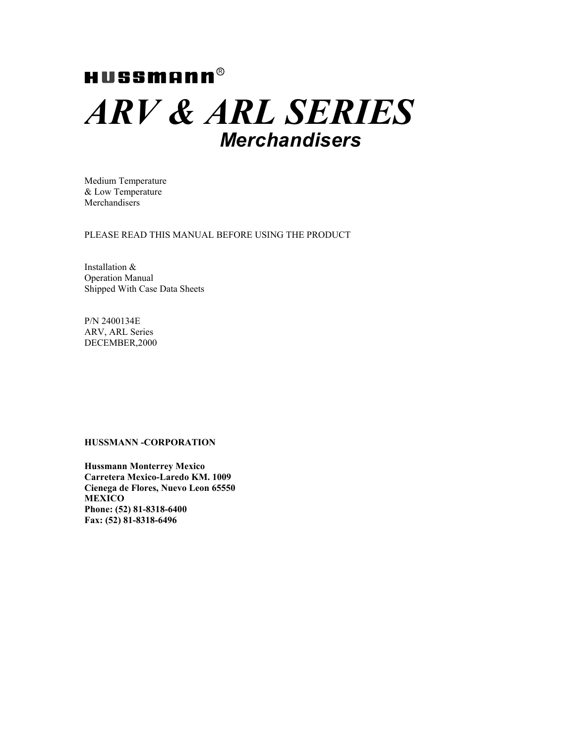HUSSMANN®

# *ARV & ARL SERIES*

## ***Merchandisers***

Medium Temperature
& Low Temperature
Merchandisers

PLEASE READ THIS MANUAL BEFORE USING THE PRODUCT

Installation &
Operation Manual
Shipped With Case Data Sheets

P/N 2400134E
ARV, ARL Series
DECEMBER,2000

**HUSSMANN -CORPORATION**

**Hussmann Monterrey Mexico**
**Carretera Mexico-Laredo KM. 1009**
**Cienega de Flores, Nuevo Leon 65550**
**MEXICO**
**Phone: (52) 81-8318-6400**
**Fax: (52) 81-8318-6496**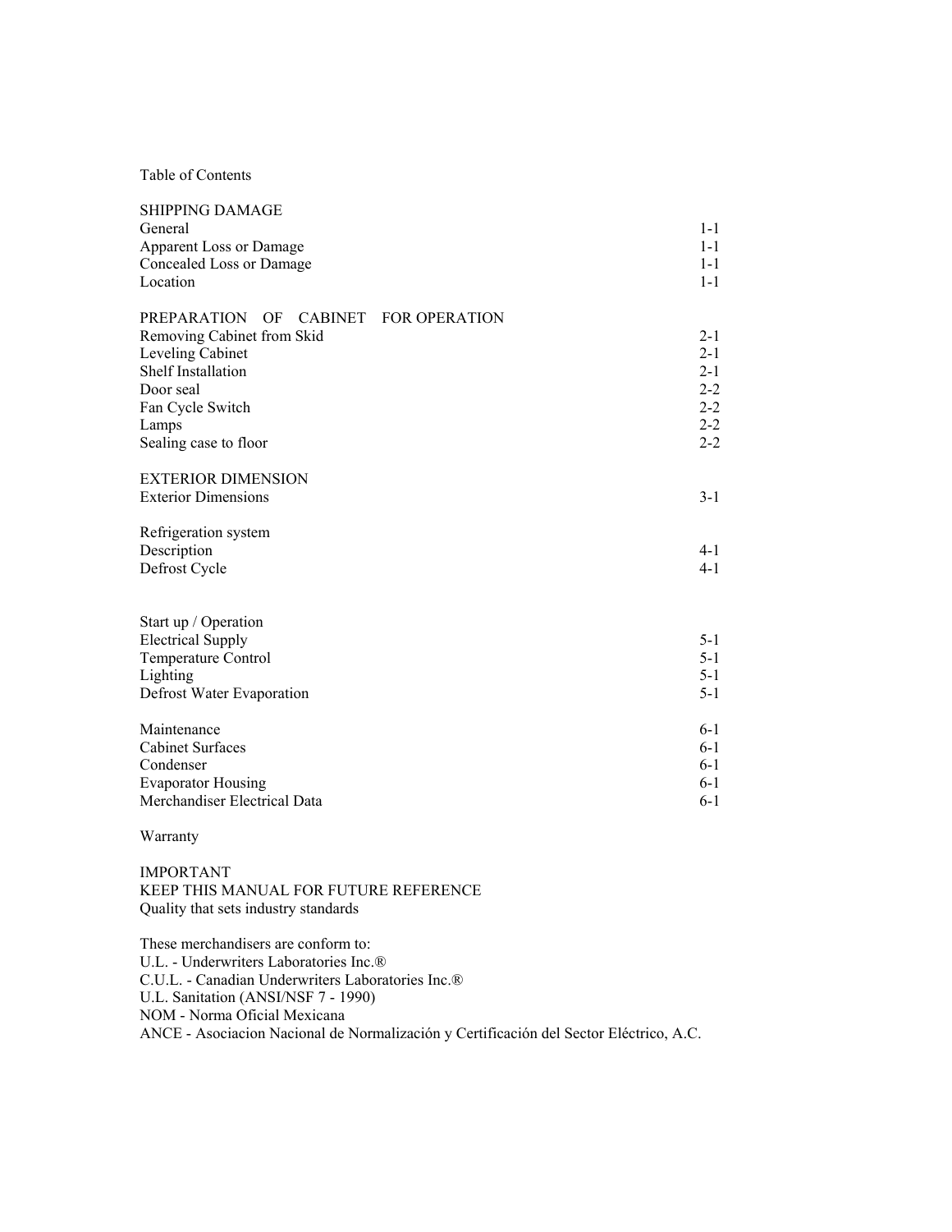# Table of Contents

| | |
|---|---|
| **SHIPPING DAMAGE** | |
| General | 1-1 |
| Apparent Loss or Damage | 1-1 |
| Concealed Loss or Damage | 1-1 |
| Location | 1-1 |
| **PREPARATION OF CABINET FOR OPERATION** | |
| Removing Cabinet from Skid | 2-1 |
| Leveling Cabinet | 2-1 |
| Shelf Installation | 2-1 |
| Door seal | 2-2 |
| Fan Cycle Switch | 2-2 |
| Lamps | 2-2 |
| Sealing case to floor | 2-2 |
| **EXTERIOR DIMENSION** | |
| Exterior Dimensions | 3-1 |
| **Refrigeration system** | |
| Description | 4-1 |
| Defrost Cycle | 4-1 |
| **Start up / Operation** | |
| Electrical Supply | 5-1 |
| Temperature Control | 5-1 |
| Lighting | 5-1 |
| Defrost Water Evaporation | 5-1 |
| **Maintenance** | 6-1 |
| Cabinet Surfaces | 6-1 |
| Condenser | 6-1 |
| Evaporator Housing | 6-1 |
| Merchandiser Electrical Data | 6-1 |
| **Warranty** | |

IMPORTANT
KEEP THIS MANUAL FOR FUTURE REFERENCE
Quality that sets industry standards

These merchandisers are conform to:
U.L. - Underwriters Laboratories Inc.®
C.U.L. - Canadian Underwriters Laboratories Inc.®
U.L. Sanitation (ANSI/NSF 7 - 1990)
NOM - Norma Oficial Mexicana
ANCE - Asociacion Nacional de Normalización y Certificación del Sector Eléctrico, A.C.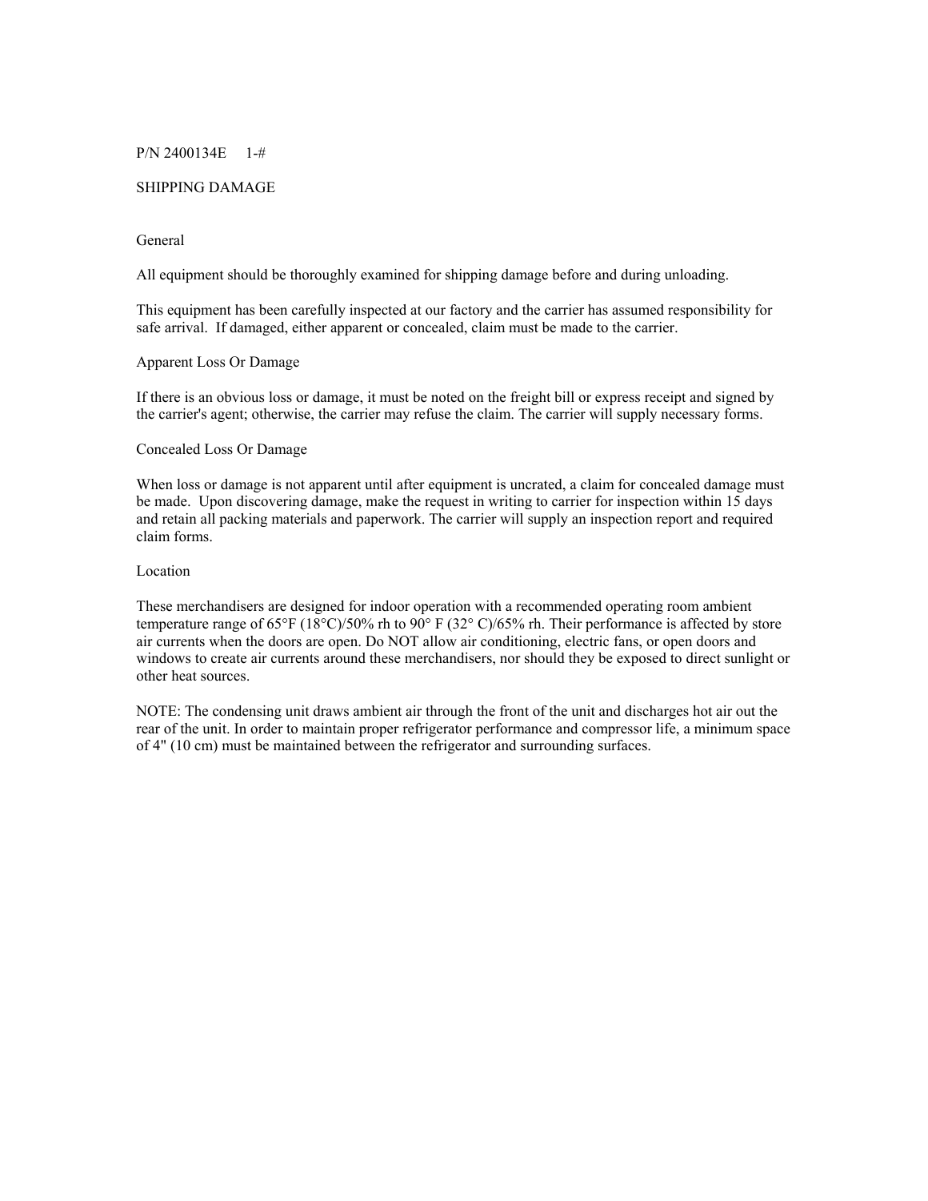P/N 2400134E 1-#

# SHIPPING DAMAGE

## General

All equipment should be thoroughly examined for shipping damage before and during unloading.

This equipment has been carefully inspected at our factory and the carrier has assumed responsibility for safe arrival. If damaged, either apparent or concealed, claim must be made to the carrier.

## Apparent Loss Or Damage

If there is an obvious loss or damage, it must be noted on the freight bill or express receipt and signed by the carrier's agent; otherwise, the carrier may refuse the claim. The carrier will supply necessary forms.

## Concealed Loss Or Damage

When loss or damage is not apparent until after equipment is uncrated, a claim for concealed damage must be made. Upon discovering damage, make the request in writing to carrier for inspection within 15 days and retain all packing materials and paperwork. The carrier will supply an inspection report and required claim forms.

## Location

These merchandisers are designed for indoor operation with a recommended operating room ambient temperature range of 65°F (18°C)/50% rh to 90° F (32° C)/65% rh. Their performance is affected by store air currents when the doors are open. Do NOT allow air conditioning, electric fans, or open doors and windows to create air currents around these merchandisers, nor should they be exposed to direct sunlight or other heat sources.

NOTE: The condensing unit draws ambient air through the front of the unit and discharges hot air out the rear of the unit. In order to maintain proper refrigerator performance and compressor life, a minimum space of 4" (10 cm) must be maintained between the refrigerator and surrounding surfaces.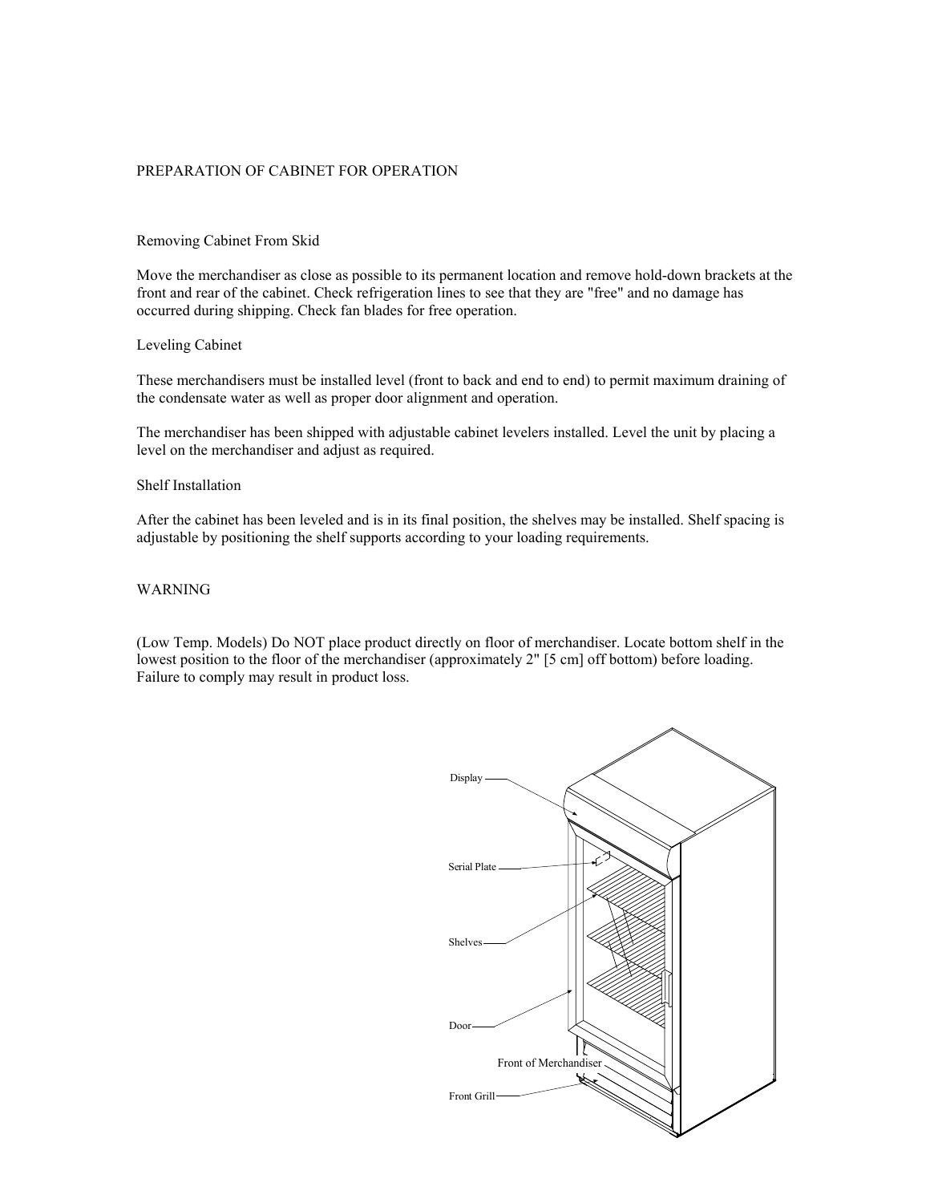## PREPARATION OF CABINET FOR OPERATION

### Removing Cabinet From Skid

Move the merchandiser as close as possible to its permanent location and remove hold-down brackets at the front and rear of the cabinet. Check refrigeration lines to see that they are "free" and no damage has occurred during shipping. Check fan blades for free operation.

### Leveling Cabinet

These merchandisers must be installed level (front to back and end to end) to permit maximum draining of the condensate water as well as proper door alignment and operation.

The merchandiser has been shipped with adjustable cabinet levelers installed. Level the unit by placing a level on the merchandiser and adjust as required.

### Shelf Installation

After the cabinet has been leveled and is in its final position, the shelves may be installed. Shelf spacing is adjustable by positioning the shelf supports according to your loading requirements.

### WARNING

(Low Temp. Models) Do NOT place product directly on floor of merchandiser. Locate bottom shelf in the lowest position to the floor of the merchandiser (approximately 2" [5 cm] off bottom) before loading. Failure to comply may result in product loss.

Display

Serial Plate

Shelves

Door

Front of Merchandiser

Front Grill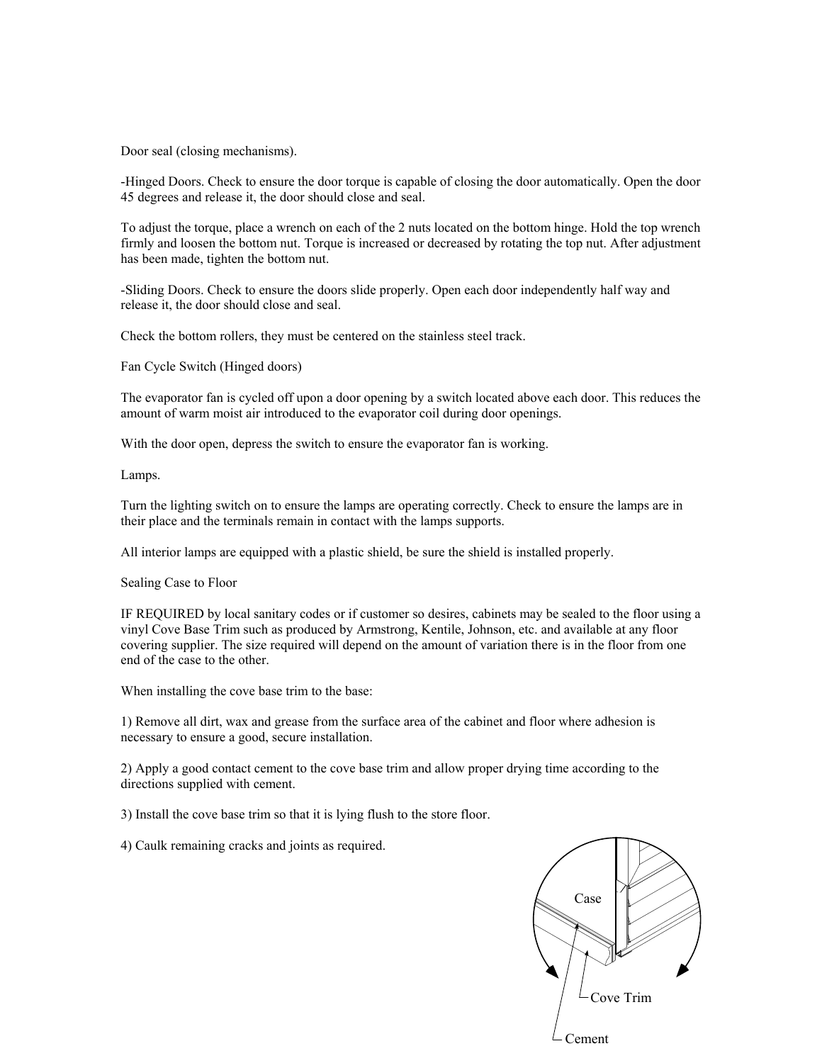Door seal (closing mechanisms).

-Hinged Doors. Check to ensure the door torque is capable of closing the door automatically. Open the door 45 degrees and release it, the door should close and seal.

To adjust the torque, place a wrench on each of the 2 nuts located on the bottom hinge. Hold the top wrench firmly and loosen the bottom nut. Torque is increased or decreased by rotating the top nut. After adjustment has been made, tighten the bottom nut.

-Sliding Doors. Check to ensure the doors slide properly. Open each door independently half way and release it, the door should close and seal.

Check the bottom rollers, they must be centered on the stainless steel track.

Fan Cycle Switch (Hinged doors)

The evaporator fan is cycled off upon a door opening by a switch located above each door. This reduces the amount of warm moist air introduced to the evaporator coil during door openings.

With the door open, depress the switch to ensure the evaporator fan is working.

Lamps.

Turn the lighting switch on to ensure the lamps are operating correctly. Check to ensure the lamps are in their place and the terminals remain in contact with the lamps supports.

All interior lamps are equipped with a plastic shield, be sure the shield is installed properly.

Sealing Case to Floor

IF REQUIRED by local sanitary codes or if customer so desires, cabinets may be sealed to the floor using a vinyl Cove Base Trim such as produced by Armstrong, Kentile, Johnson, etc. and available at any floor covering supplier. The size required will depend on the amount of variation there is in the floor from one end of the case to the other.

When installing the cove base trim to the base:

1) Remove all dirt, wax and grease from the surface area of the cabinet and floor where adhesion is necessary to ensure a good, secure installation.

2) Apply a good contact cement to the cove base trim and allow proper drying time according to the directions supplied with cement.

3) Install the cove base trim so that it is lying flush to the store floor.

4) Caulk remaining cracks and joints as required.

Case

Cove Trim

Cement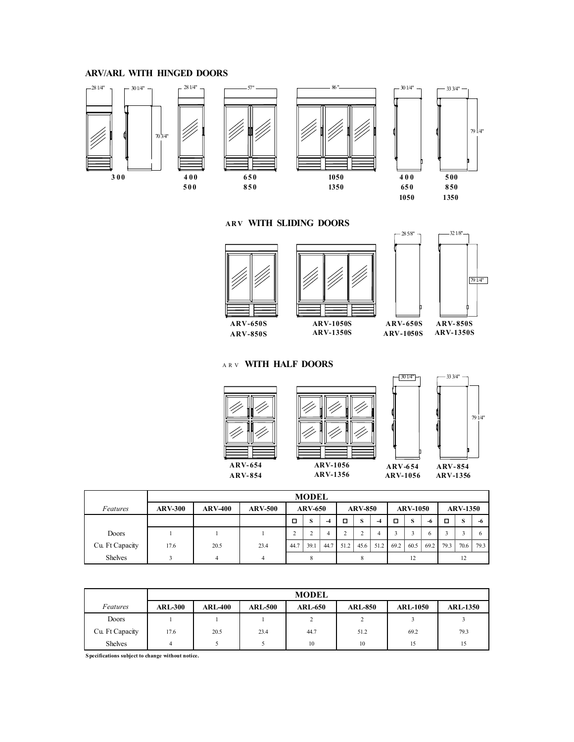## ARV/ARL WITH HINGED DOORS

28 1/4" 30 1/4" 70 3/4" 28 1/4" 57" 86" 30 1/4" 33 3/4" 79 1/4"

**300** **400 500** **650 850** **1050 1350** **400 650 1050** **500 850 1350**

## ARV WITH SLIDING DOORS

28 5/8" 32 1/8" 79 1/4"

**ARV-650S ARV-850S** **ARV-1050S ARV-1350S** **ARV-650S ARV-1050S** **ARV-850S ARV-1350S**

## ARV WITH HALF DOORS

30 1/4" 33 3/4" 79 1/4"

**ARV-654 ARV-854** **ARV-1056 ARV-1356** **ARV-654 ARV-1056** **ARV-854 ARV-1356**

| | MODEL | | | | | | | | | | | | | | | |
|---|---|---|---|---|---|---|---|---|---|---|---|---|---|---|---|---|
| *Features* | **ARV-300** | **ARV-400** | **ARV-500** | **ARV-650** | | | **ARV-850** | | | **ARV-1050** | | | **ARV-1350** | | | |
| | | | | □ | S | -4 | □ | S | -4 | □ | S | -6 | □ | S | -6 |
| Doors | 1 | 1 | 1 | 2 | 2 | 4 | 2 | 2 | 4 | 3 | 3 | 6 | 3 | 3 | 6 |
| Cu. Ft Capacity | 17.6 | 20.5 | 23.4 | 44.7 | 39.1 | 44.7 | 51.2 | 45.6 | 51.2 | 69.2 | 60.5 | 69.2 | 79.3 | 70.6 | 79.3 |
| Shelves | 3 | 4 | 4 | 8 | | | 8 | | | 12 | | | 12 | | |

| | MODEL | | | | | | |
|---|---|---|---|---|---|---|---|
| *Features* | **ARL-300** | **ARL-400** | **ARL-500** | **ARL-650** | **ARL-850** | **ARL-1050** | **ARL-1350** |
| Doors | 1 | 1 | 1 | 2 | 2 | 3 | 3 |
| Cu. Ft Capacity | 17.6 | 20.5 | 23.4 | 44.7 | 51.2 | 69.2 | 79.3 |
| Shelves | 4 | 5 | 5 | 10 | 10 | 15 | 15 |

**Specifications subject to change without notice.**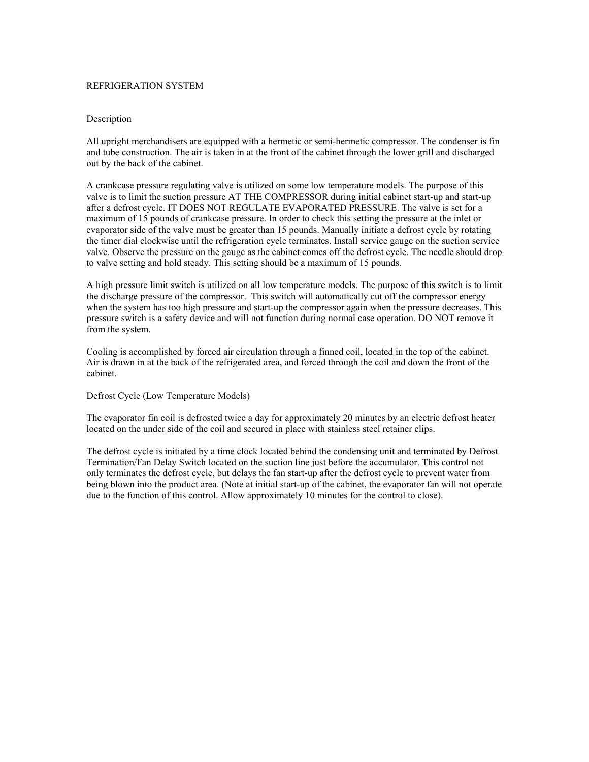# REFRIGERATION SYSTEM

## Description

All upright merchandisers are equipped with a hermetic or semi-hermetic compressor. The condenser is fin and tube construction. The air is taken in at the front of the cabinet through the lower grill and discharged out by the back of the cabinet.

A crankcase pressure regulating valve is utilized on some low temperature models. The purpose of this valve is to limit the suction pressure AT THE COMPRESSOR during initial cabinet start-up and start-up after a defrost cycle. IT DOES NOT REGULATE EVAPORATED PRESSURE. The valve is set for a maximum of 15 pounds of crankcase pressure. In order to check this setting the pressure at the inlet or evaporator side of the valve must be greater than 15 pounds. Manually initiate a defrost cycle by rotating the timer dial clockwise until the refrigeration cycle terminates. Install service gauge on the suction service valve. Observe the pressure on the gauge as the cabinet comes off the defrost cycle. The needle should drop to valve setting and hold steady. This setting should be a maximum of 15 pounds.

A high pressure limit switch is utilized on all low temperature models. The purpose of this switch is to limit the discharge pressure of the compressor. This switch will automatically cut off the compressor energy when the system has too high pressure and start-up the compressor again when the pressure decreases. This pressure switch is a safety device and will not function during normal case operation. DO NOT remove it from the system.

Cooling is accomplished by forced air circulation through a finned coil, located in the top of the cabinet. Air is drawn in at the back of the refrigerated area, and forced through the coil and down the front of the cabinet.

## Defrost Cycle (Low Temperature Models)

The evaporator fin coil is defrosted twice a day for approximately 20 minutes by an electric defrost heater located on the under side of the coil and secured in place with stainless steel retainer clips.

The defrost cycle is initiated by a time clock located behind the condensing unit and terminated by Defrost Termination/Fan Delay Switch located on the suction line just before the accumulator. This control not only terminates the defrost cycle, but delays the fan start-up after the defrost cycle to prevent water from being blown into the product area. (Note at initial start-up of the cabinet, the evaporator fan will not operate due to the function of this control. Allow approximately 10 minutes for the control to close).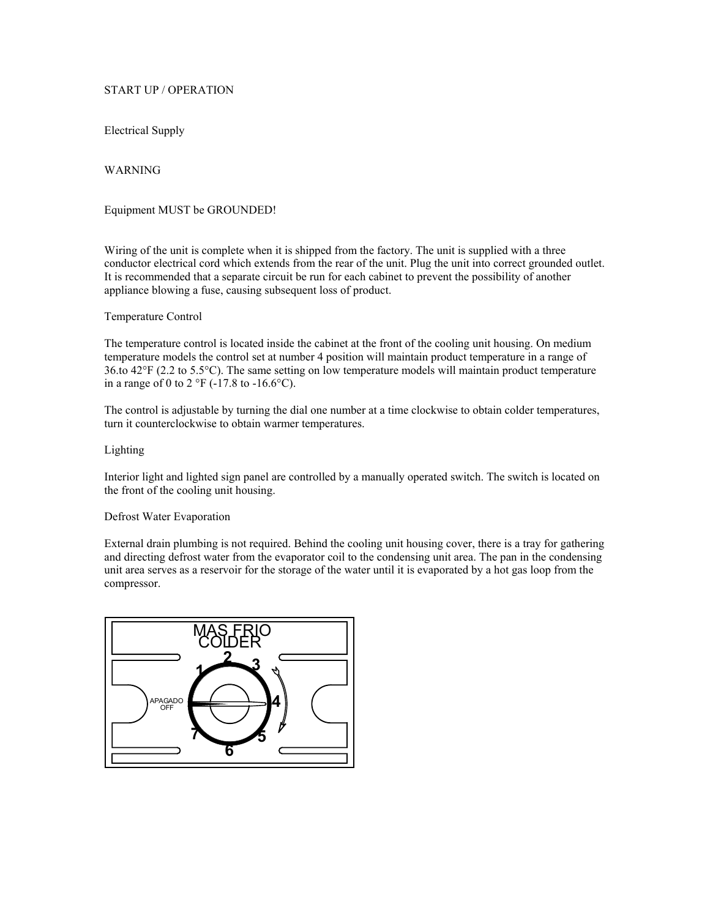# START UP / OPERATION

## Electrical Supply

**WARNING**

**Equipment MUST be GROUNDED!**

Wiring of the unit is complete when it is shipped from the factory. The unit is supplied with a three conductor electrical cord which extends from the rear of the unit. Plug the unit into correct grounded outlet. It is recommended that a separate circuit be run for each cabinet to prevent the possibility of another appliance blowing a fuse, causing subsequent loss of product.

## Temperature Control

The temperature control is located inside the cabinet at the front of the cooling unit housing. On medium temperature models the control set at number 4 position will maintain product temperature in a range of 36.to 42°F (2.2 to 5.5°C). The same setting on low temperature models will maintain product temperature in a range of 0 to 2 °F (-17.8 to -16.6°C).

The control is adjustable by turning the dial one number at a time clockwise to obtain colder temperatures, turn it counterclockwise to obtain warmer temperatures.

## Lighting

Interior light and lighted sign panel are controlled by a manually operated switch. The switch is located on the front of the cooling unit housing.

## Defrost Water Evaporation

External drain plumbing is not required. Behind the cooling unit housing cover, there is a tray for gathering and directing defrost water from the evaporator coil to the condensing unit area. The pan in the condensing unit area serves as a reservoir for the storage of the water until it is evaporated by a hot gas loop from the compressor.

MAS FRIO
COLDER

1 2 3 4 5 6 7

APAGADO
OFF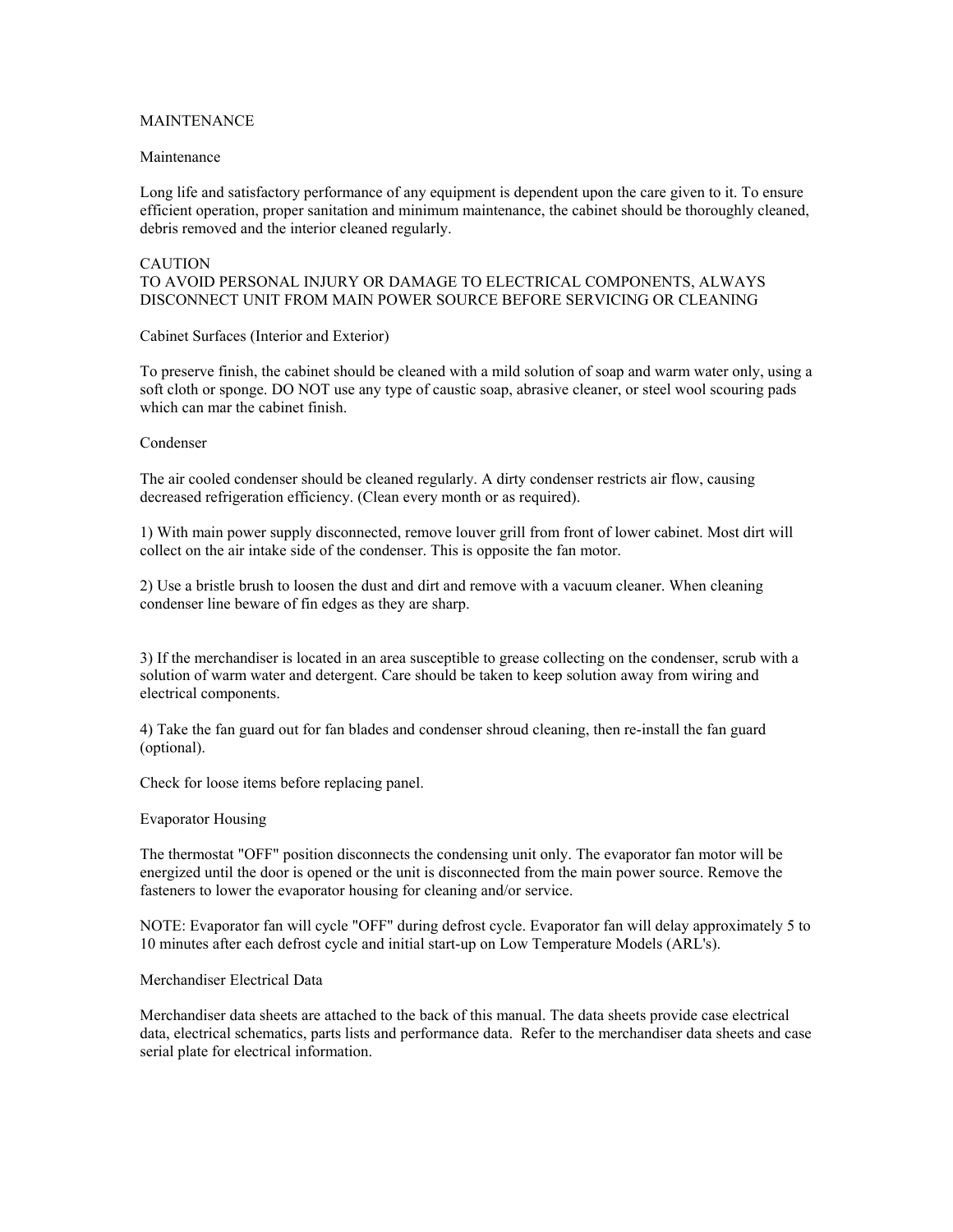# MAINTENANCE

## Maintenance

Long life and satisfactory performance of any equipment is dependent upon the care given to it. To ensure efficient operation, proper sanitation and minimum maintenance, the cabinet should be thoroughly cleaned, debris removed and the interior cleaned regularly.

**CAUTION**
**TO AVOID PERSONAL INJURY OR DAMAGE TO ELECTRICAL COMPONENTS, ALWAYS DISCONNECT UNIT FROM MAIN POWER SOURCE BEFORE SERVICING OR CLEANING**

### Cabinet Surfaces (Interior and Exterior)

To preserve finish, the cabinet should be cleaned with a mild solution of soap and warm water only, using a soft cloth or sponge. DO NOT use any type of caustic soap, abrasive cleaner, or steel wool scouring pads which can mar the cabinet finish.

### Condenser

The air cooled condenser should be cleaned regularly. A dirty condenser restricts air flow, causing decreased refrigeration efficiency. (Clean every month or as required).

1) With main power supply disconnected, remove louver grill from front of lower cabinet. Most dirt will collect on the air intake side of the condenser. This is opposite the fan motor.

2) Use a bristle brush to loosen the dust and dirt and remove with a vacuum cleaner. When cleaning condenser line beware of fin edges as they are sharp.

3) If the merchandiser is located in an area susceptible to grease collecting on the condenser, scrub with a solution of warm water and detergent. Care should be taken to keep solution away from wiring and electrical components.

4) Take the fan guard out for fan blades and condenser shroud cleaning, then re-install the fan guard (optional).

Check for loose items before replacing panel.

### Evaporator Housing

The thermostat "OFF" position disconnects the condensing unit only. The evaporator fan motor will be energized until the door is opened or the unit is disconnected from the main power source. Remove the fasteners to lower the evaporator housing for cleaning and/or service.

NOTE: Evaporator fan will cycle "OFF" during defrost cycle. Evaporator fan will delay approximately 5 to 10 minutes after each defrost cycle and initial start-up on Low Temperature Models (ARL's).

### Merchandiser Electrical Data

Merchandiser data sheets are attached to the back of this manual. The data sheets provide case electrical data, electrical schematics, parts lists and performance data. Refer to the merchandiser data sheets and case serial plate for electrical information.